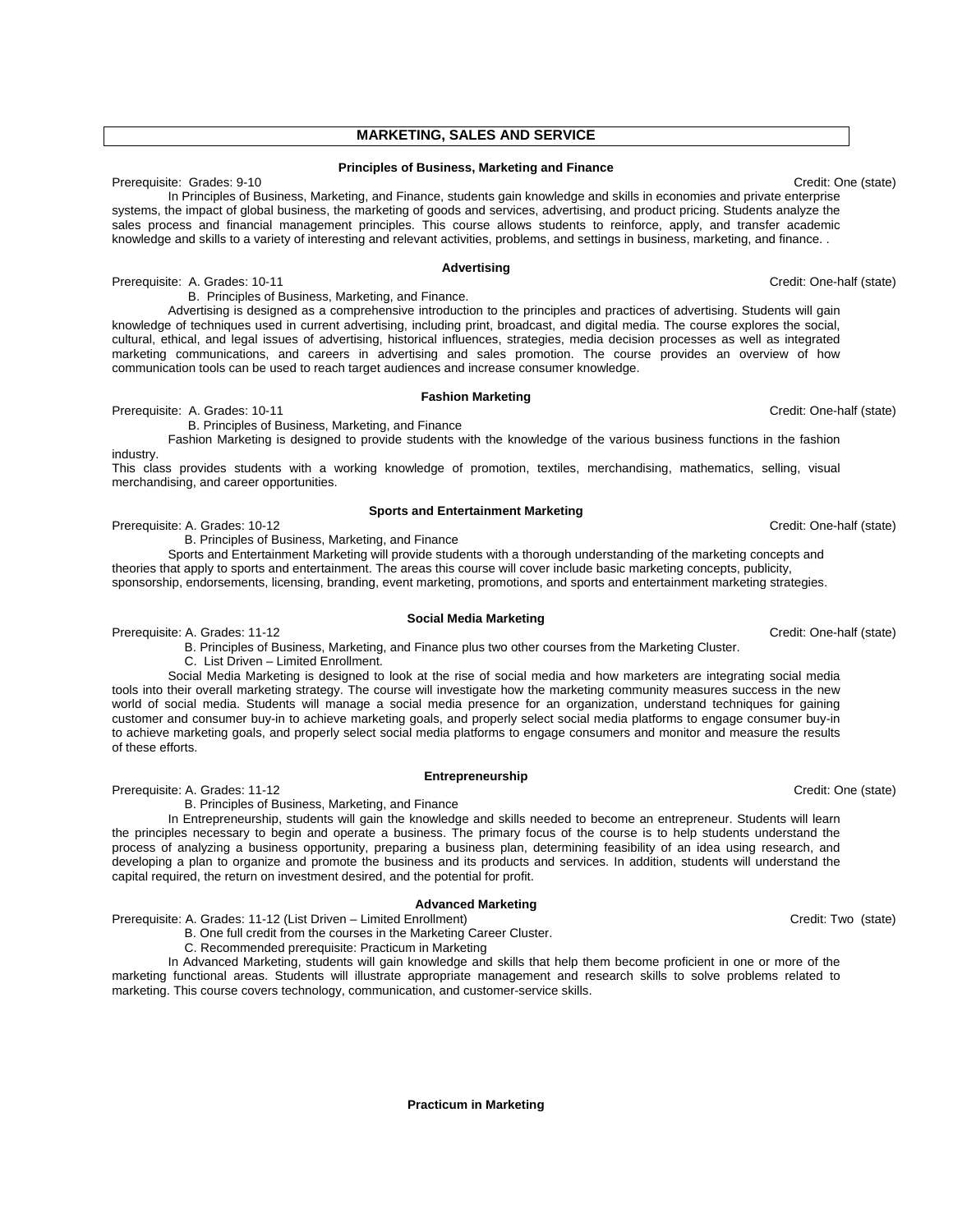# MARKETING, SALES AND SERVICE

### Principles of Business, Marketing and Finance

Prerequisite: Grades: 9-10 Credit: One (state)

In Principles of Business, Marketing, and Finance, students gain knowledge and skills in economies and private enterprise systems, the impact of global business, the marketing of goods and services, advertising, and product pricing. Students analyze the sales process and financial management principles. This course allows students to reinforce, apply, and transfer academic knowledge and skills to a variety of interesting and relevant activities, problems, and settings in business, marketing, and finance. .

### Advertising

Prerequisite: A. Grades: 10-11 Credit: One-half (state)

B. Principles of Business, Marketing, and Finance.

Advertising is designed as a comprehensive introduction to the principles and practices of advertising. Students will gain knowledge of techniques used in current advertising, including print, broadcast, and digital media. The course explores the social, cultural, ethical, and legal issues of advertising, historical influences, strategies, media decision processes as well as integrated marketing communications, and careers in advertising and sales promotion. The course provides an overview of how communication tools can be used to reach target audiences and increase consumer knowledge.

### Fashion Marketing

Prerequisite: A. Grades: 10-11 Credit: One-half (state)

B. Principles of Business, Marketing, and Finance

Fashion Marketing is designed to provide students with the knowledge of the various business functions in the fashion industry.

This class provides students with a working knowledge of promotion, textiles, merchandising, mathematics, selling, visual merchandising, and career opportunities.

### Sports and Entertainment Marketing

Prerequisite: A. Grades: 10-12 Credit: One-half (state)

B. Principles of Business, Marketing, and Finance

Sports and Entertainment Marketing will provide students with a thorough understanding of the marketing concepts and theories that apply to sports and entertainment. The areas this course will cover include basic marketing concepts, publicity, sponsorship, endorsements, licensing, branding, event marketing, promotions, and sports and entertainment marketing strategies.

### Social Media Marketing

Prerequisite: A. Grades: 11-12 Credit: One-half (state)

B. Principles of Business, Marketing, and Finance plus two other courses from the Marketing Cluster.

C. List Driven – Limited Enrollment.

Social Media Marketing is designed to look at the rise of social media and how marketers are integrating social media tools into their overall marketing strategy. The course will investigate how the marketing community measures success in the new world of social media. Students will manage a social media presence for an organization, understand techniques for gaining customer and consumer buy-in to achieve marketing goals, and properly select social media platforms to engage consumer buy-in to achieve marketing goals, and properly select social media platforms to engage consumers and monitor and measure the results of these efforts.

### Entrepreneurship

Prerequisite: A. Grades: 11-12 Credit: One (state)

B. Principles of Business, Marketing, and Finance

In Entrepreneurship, students will gain the knowledge and skills needed to become an entrepreneur. Students will learn the principles necessary to begin and operate a business. The primary focus of the course is to help students understand the process of analyzing a business opportunity, preparing a business plan, determining feasibility of an idea using research, and developing a plan to organize and promote the business and its products and services. In addition, students will understand the capital required, the return on investment desired, and the potential for profit.

### Advanced Marketing

Prerequisite: A. Grades: 11-12 (List Driven – Limited Enrollment) Credit: Two (state)

B. One full credit from the courses in the Marketing Career Cluster.

C. Recommended prerequisite: Practicum in Marketing

In Advanced Marketing, students will gain knowledge and skills that help them become proficient in one or more of the marketing functional areas. Students will illustrate appropriate management and research skills to solve problems related to marketing. This course covers technology, communication, and customer-service skills.

### Practicum in Marketing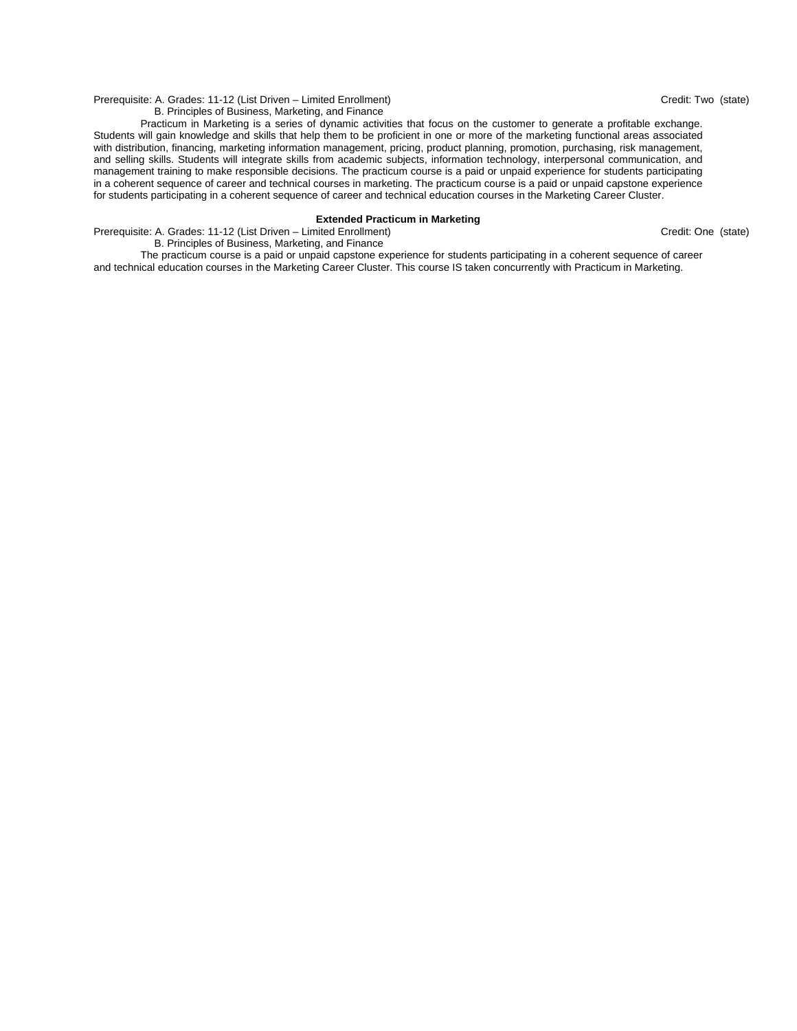Prerequisite: A. Grades: 11-12 (List Driven – Limited Enrollment) Credit: Two (state)
B. Principles of Business, Marketing, and Finance

Practicum in Marketing is a series of dynamic activities that focus on the customer to generate a profitable exchange. Students will gain knowledge and skills that help them to be proficient in one or more of the marketing functional areas associated with distribution, financing, marketing information management, pricing, product planning, promotion, purchasing, risk management, and selling skills. Students will integrate skills from academic subjects, information technology, interpersonal communication, and management training to make responsible decisions. The practicum course is a paid or unpaid experience for students participating in a coherent sequence of career and technical courses in marketing. The practicum course is a paid or unpaid capstone experience for students participating in a coherent sequence of career and technical education courses in the Marketing Career Cluster.

**Extended Practicum in Marketing**

Prerequisite: A. Grades: 11-12 (List Driven – Limited Enrollment) Credit: One (state)
B. Principles of Business, Marketing, and Finance

The practicum course is a paid or unpaid capstone experience for students participating in a coherent sequence of career and technical education courses in the Marketing Career Cluster. This course IS taken concurrently with Practicum in Marketing.